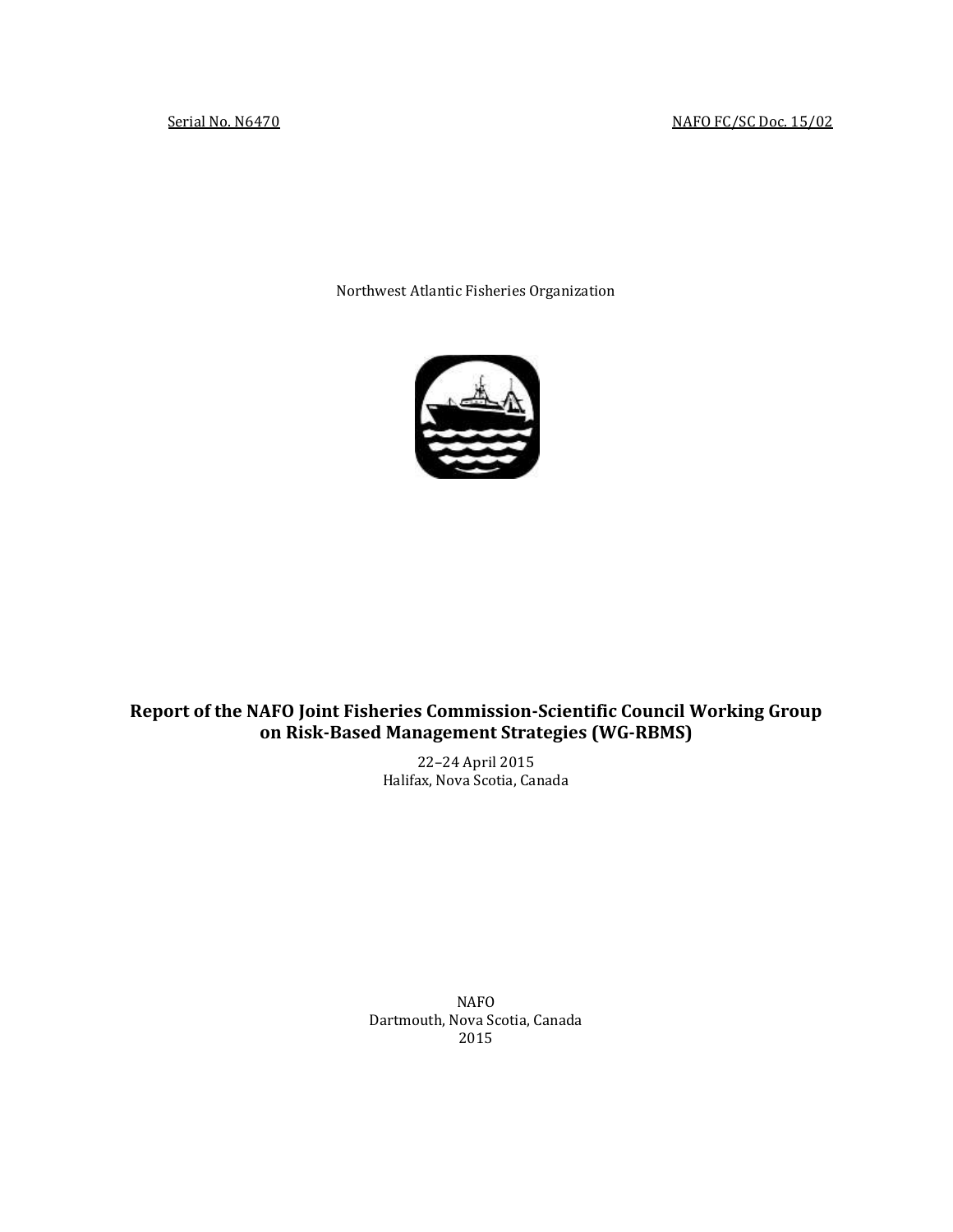Serial No. N6470 NAFO FC/SC Doc. 15/02

Northwest Atlantic Fisheries Organization

# Report of the NAFO Joint Fisheries Commission-Scientific Council Working Group on Risk-Based Management Strategies (WG-RBMS)

22–24 April 2015
Halifax, Nova Scotia, Canada

NAFO
Dartmouth, Nova Scotia, Canada
2015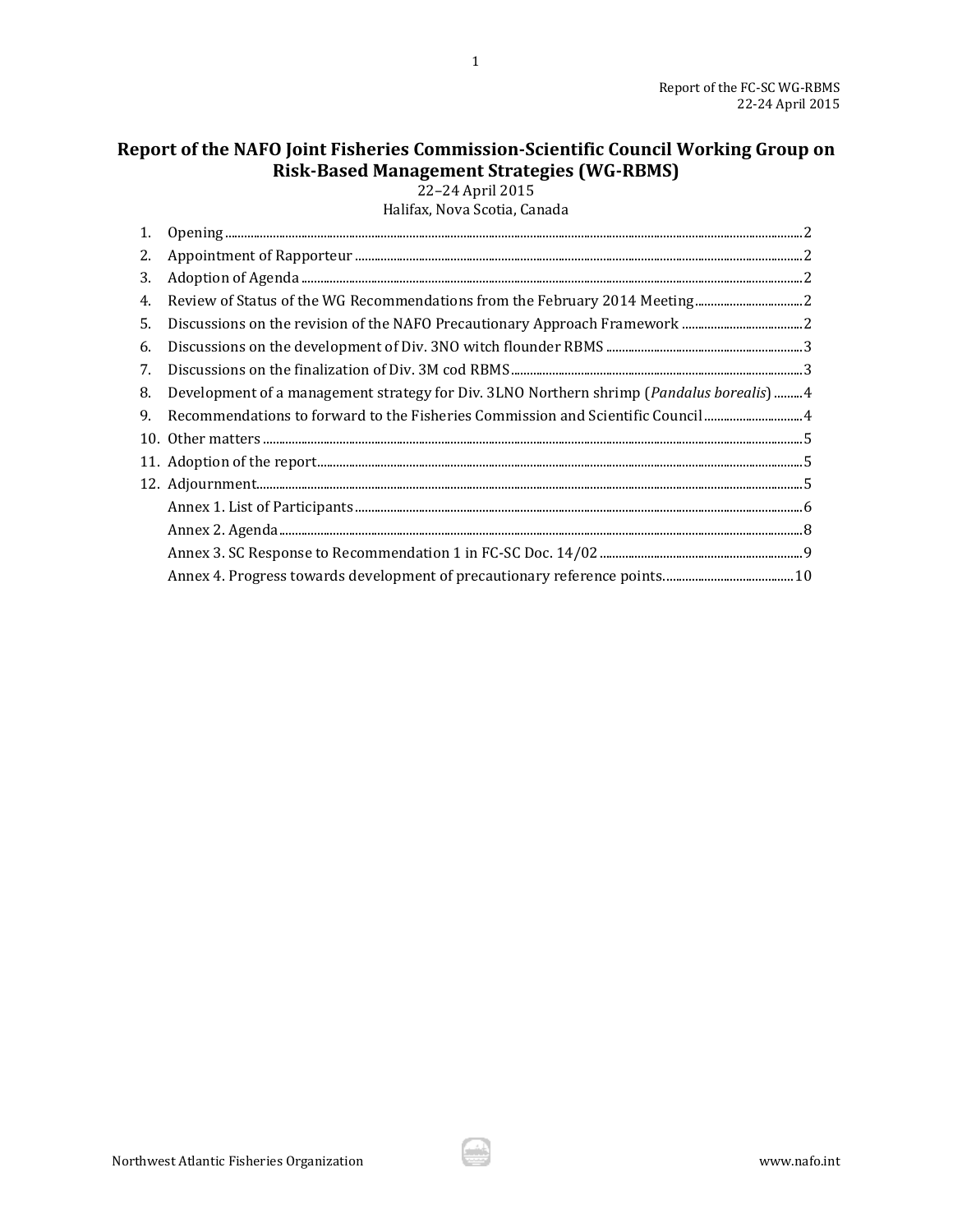# Report of the NAFO Joint Fisheries Commission-Scientific Council Working Group on Risk-Based Management Strategies (WG-RBMS)

22–24 April 2015

Halifax, Nova Scotia, Canada

1. Opening ........ 2
2. Appointment of Rapporteur ........ 2
3. Adoption of Agenda ........ 2
4. Review of Status of the WG Recommendations from the February 2014 Meeting ........ 2
5. Discussions on the revision of the NAFO Precautionary Approach Framework ........ 2
6. Discussions on the development of Div. 3NO witch flounder RBMS ........ 3
7. Discussions on the finalization of Div. 3M cod RBMS ........ 3
8. Development of a management strategy for Div. 3LNO Northern shrimp (*Pandalus borealis*) ........ 4
9. Recommendations to forward to the Fisheries Commission and Scientific Council ........ 4
10. Other matters ........ 5
11. Adoption of the report ........ 5
12. Adjournment ........ 5

- Annex 1. List of Participants ........ 6
- Annex 2. Agenda ........ 8
- Annex 3. SC Response to Recommendation 1 in FC-SC Doc. 14/02 ........ 9
- Annex 4. Progress towards development of precautionary reference points. ........ 10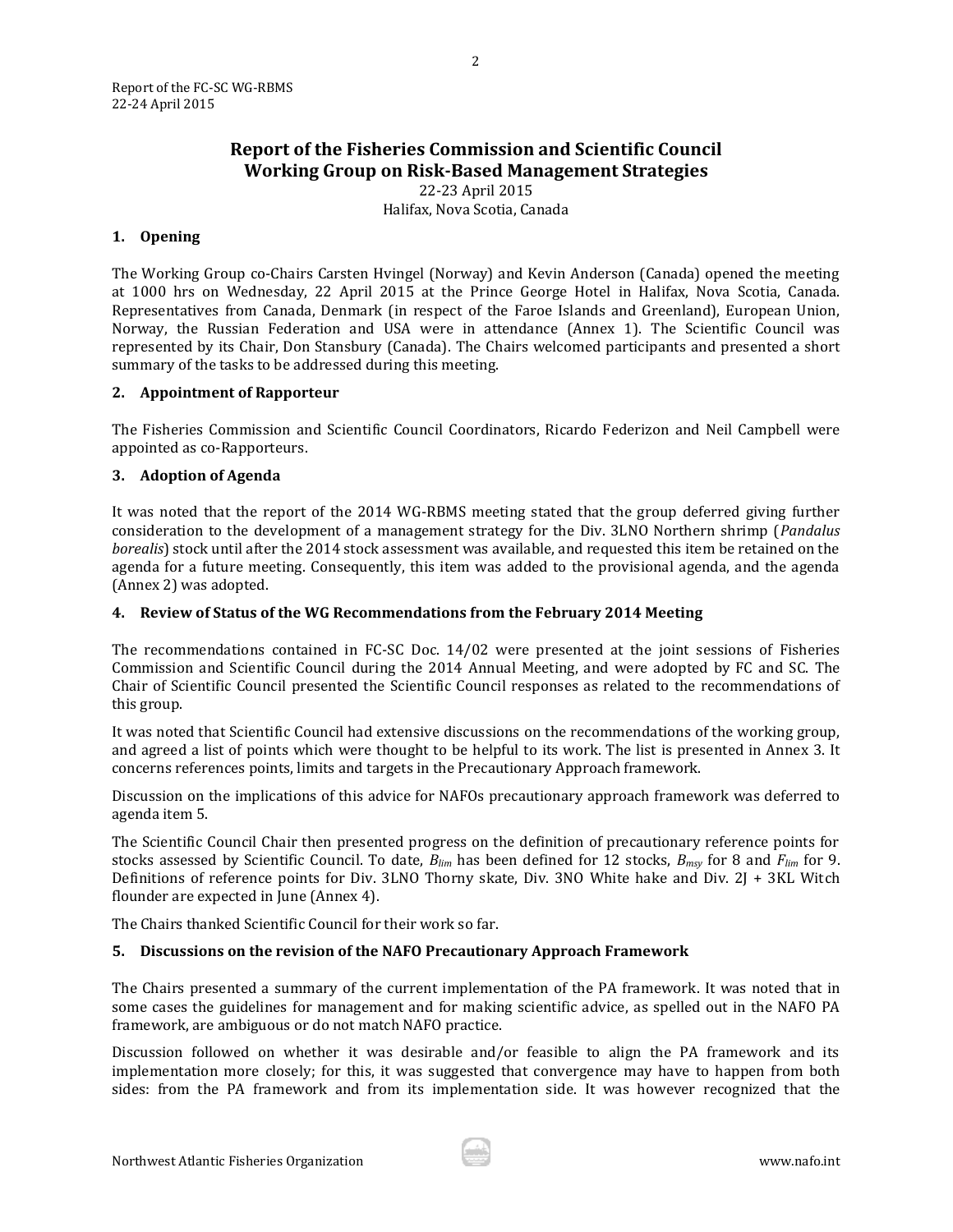# Report of the Fisheries Commission and Scientific Council Working Group on Risk-Based Management Strategies

22-23 April 2015
Halifax, Nova Scotia, Canada

## 1. Opening

The Working Group co-Chairs Carsten Hvingel (Norway) and Kevin Anderson (Canada) opened the meeting at 1000 hrs on Wednesday, 22 April 2015 at the Prince George Hotel in Halifax, Nova Scotia, Canada. Representatives from Canada, Denmark (in respect of the Faroe Islands and Greenland), European Union, Norway, the Russian Federation and USA were in attendance (Annex 1). The Scientific Council was represented by its Chair, Don Stansbury (Canada). The Chairs welcomed participants and presented a short summary of the tasks to be addressed during this meeting.

## 2. Appointment of Rapporteur

The Fisheries Commission and Scientific Council Coordinators, Ricardo Federizon and Neil Campbell were appointed as co-Rapporteurs.

## 3. Adoption of Agenda

It was noted that the report of the 2014 WG-RBMS meeting stated that the group deferred giving further consideration to the development of a management strategy for the Div. 3LNO Northern shrimp (*Pandalus borealis*) stock until after the 2014 stock assessment was available, and requested this item be retained on the agenda for a future meeting. Consequently, this item was added to the provisional agenda, and the agenda (Annex 2) was adopted.

## 4. Review of Status of the WG Recommendations from the February 2014 Meeting

The recommendations contained in FC-SC Doc. 14/02 were presented at the joint sessions of Fisheries Commission and Scientific Council during the 2014 Annual Meeting, and were adopted by FC and SC. The Chair of Scientific Council presented the Scientific Council responses as related to the recommendations of this group.

It was noted that Scientific Council had extensive discussions on the recommendations of the working group, and agreed a list of points which were thought to be helpful to its work. The list is presented in Annex 3. It concerns references points, limits and targets in the Precautionary Approach framework.

Discussion on the implications of this advice for NAFOs precautionary approach framework was deferred to agenda item 5.

The Scientific Council Chair then presented progress on the definition of precautionary reference points for stocks assessed by Scientific Council. To date, $B_{lim}$ has been defined for 12 stocks, $B_{msy}$ for 8 and $F_{lim}$ for 9. Definitions of reference points for Div. 3LNO Thorny skate, Div. 3NO White hake and Div. 2J + 3KL Witch flounder are expected in June (Annex 4).

The Chairs thanked Scientific Council for their work so far.

## 5. Discussions on the revision of the NAFO Precautionary Approach Framework

The Chairs presented a summary of the current implementation of the PA framework. It was noted that in some cases the guidelines for management and for making scientific advice, as spelled out in the NAFO PA framework, are ambiguous or do not match NAFO practice.

Discussion followed on whether it was desirable and/or feasible to align the PA framework and its implementation more closely; for this, it was suggested that convergence may have to happen from both sides: from the PA framework and from its implementation side. It was however recognized that the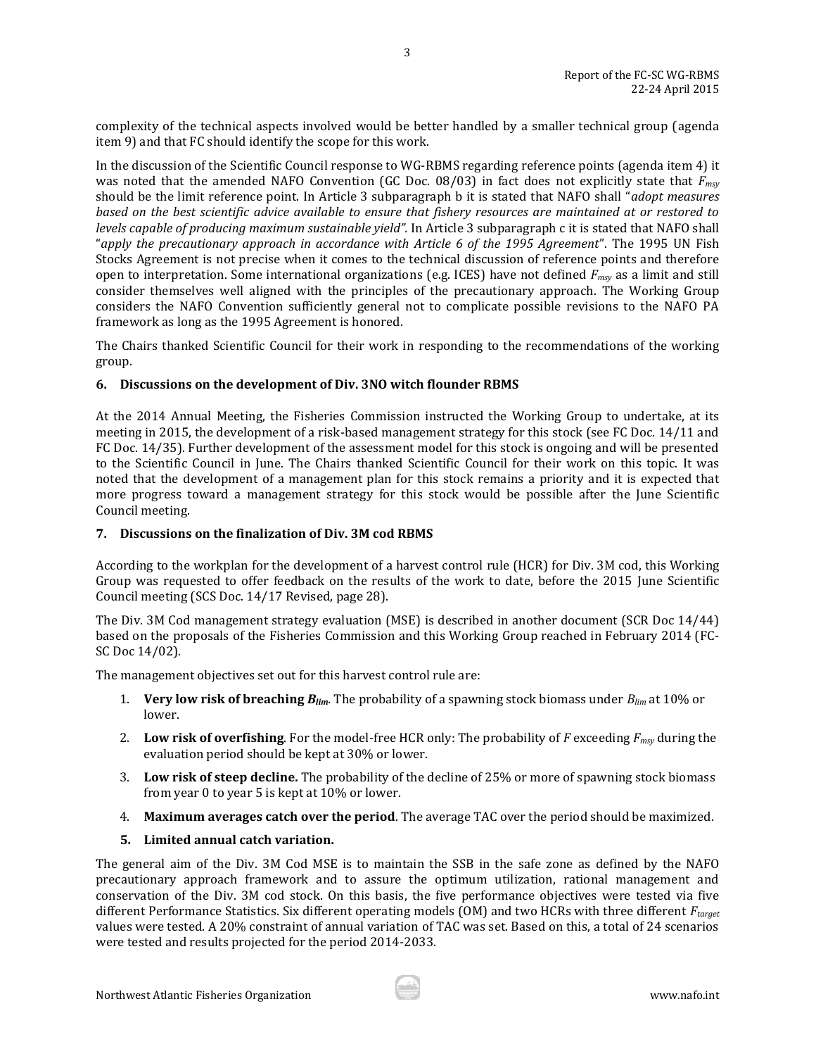complexity of the technical aspects involved would be better handled by a smaller technical group (agenda item 9) and that FC should identify the scope for this work.

In the discussion of the Scientific Council response to WG-RBMS regarding reference points (agenda item 4) it was noted that the amended NAFO Convention (GC Doc. 08/03) in fact does not explicitly state that $F_{msy}$ should be the limit reference point. In Article 3 subparagraph b it is stated that NAFO shall "*adopt measures based on the best scientific advice available to ensure that fishery resources are maintained at or restored to levels capable of producing maximum sustainable yield".* In Article 3 subparagraph c it is stated that NAFO shall "*apply the precautionary approach in accordance with Article 6 of the 1995 Agreement*". The 1995 UN Fish Stocks Agreement is not precise when it comes to the technical discussion of reference points and therefore open to interpretation. Some international organizations (e.g. ICES) have not defined $F_{msy}$ as a limit and still consider themselves well aligned with the principles of the precautionary approach. The Working Group considers the NAFO Convention sufficiently general not to complicate possible revisions to the NAFO PA framework as long as the 1995 Agreement is honored.

The Chairs thanked Scientific Council for their work in responding to the recommendations of the working group.

## 6. Discussions on the development of Div. 3NO witch flounder RBMS

At the 2014 Annual Meeting, the Fisheries Commission instructed the Working Group to undertake, at its meeting in 2015, the development of a risk-based management strategy for this stock (see FC Doc. 14/11 and FC Doc. 14/35). Further development of the assessment model for this stock is ongoing and will be presented to the Scientific Council in June. The Chairs thanked Scientific Council for their work on this topic. It was noted that the development of a management plan for this stock remains a priority and it is expected that more progress toward a management strategy for this stock would be possible after the June Scientific Council meeting.

## 7. Discussions on the finalization of Div. 3M cod RBMS

According to the workplan for the development of a harvest control rule (HCR) for Div. 3M cod, this Working Group was requested to offer feedback on the results of the work to date, before the 2015 June Scientific Council meeting (SCS Doc. 14/17 Revised, page 28).

The Div. 3M Cod management strategy evaluation (MSE) is described in another document (SCR Doc 14/44) based on the proposals of the Fisheries Commission and this Working Group reached in February 2014 (FC-SC Doc 14/02).

The management objectives set out for this harvest control rule are:

1. **Very low risk of breaching $B_{lim}$.** The probability of a spawning stock biomass under $B_{lim}$ at 10% or lower.
2. **Low risk of overfishing**. For the model-free HCR only: The probability of $F$ exceeding $F_{msy}$ during the evaluation period should be kept at 30% or lower.
3. **Low risk of steep decline.** The probability of the decline of 25% or more of spawning stock biomass from year 0 to year 5 is kept at 10% or lower.
4. **Maximum averages catch over the period**. The average TAC over the period should be maximized.
5. **Limited annual catch variation.**

The general aim of the Div. 3M Cod MSE is to maintain the SSB in the safe zone as defined by the NAFO precautionary approach framework and to assure the optimum utilization, rational management and conservation of the Div. 3M cod stock. On this basis, the five performance objectives were tested via five different Performance Statistics. Six different operating models (OM) and two HCRs with three different $F_{target}$ values were tested. A 20% constraint of annual variation of TAC was set. Based on this, a total of 24 scenarios were tested and results projected for the period 2014-2033.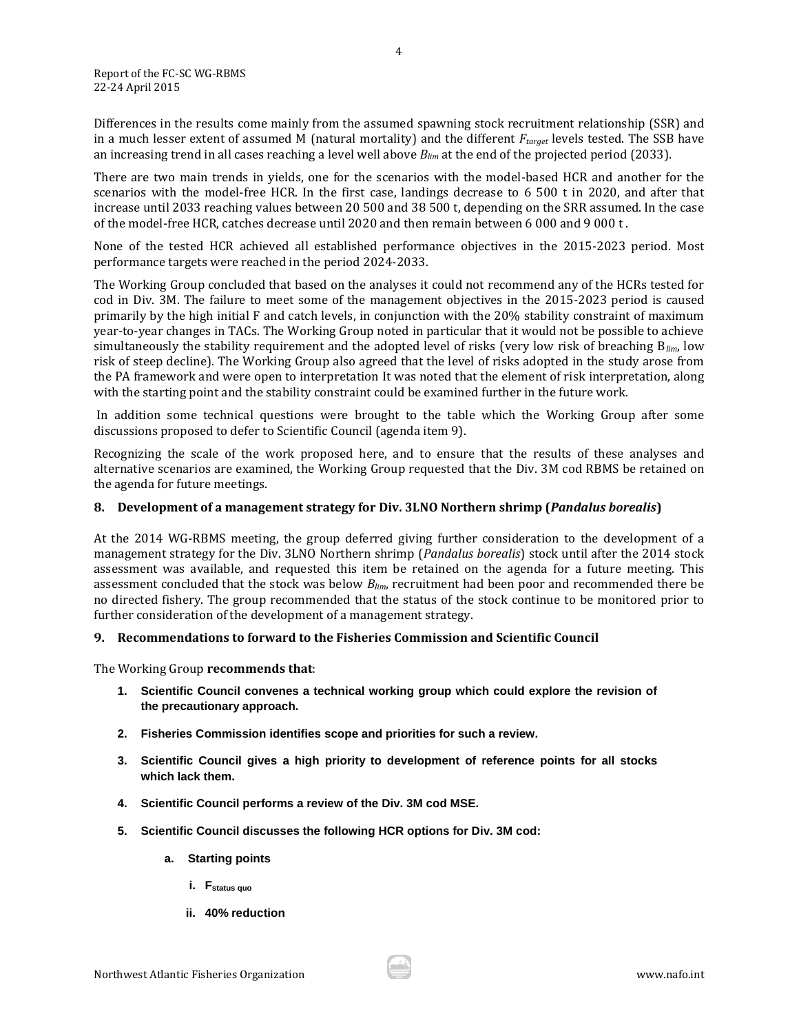Differences in the results come mainly from the assumed spawning stock recruitment relationship (SSR) and in a much lesser extent of assumed M (natural mortality) and the different $F_{target}$ levels tested. The SSB have an increasing trend in all cases reaching a level well above $B_{lim}$ at the end of the projected period (2033).

There are two main trends in yields, one for the scenarios with the model-based HCR and another for the scenarios with the model-free HCR. In the first case, landings decrease to 6 500 t in 2020, and after that increase until 2033 reaching values between 20 500 and 38 500 t, depending on the SRR assumed. In the case of the model-free HCR, catches decrease until 2020 and then remain between 6 000 and 9 000 t .

None of the tested HCR achieved all established performance objectives in the 2015-2023 period. Most performance targets were reached in the period 2024-2033.

The Working Group concluded that based on the analyses it could not recommend any of the HCRs tested for cod in Div. 3M. The failure to meet some of the management objectives in the 2015-2023 period is caused primarily by the high initial F and catch levels, in conjunction with the 20% stability constraint of maximum year-to-year changes in TACs. The Working Group noted in particular that it would not be possible to achieve simultaneously the stability requirement and the adopted level of risks (very low risk of breaching $B_{lim}$, low risk of steep decline). The Working Group also agreed that the level of risks adopted in the study arose from the PA framework and were open to interpretation It was noted that the element of risk interpretation, along with the starting point and the stability constraint could be examined further in the future work.

In addition some technical questions were brought to the table which the Working Group after some discussions proposed to defer to Scientific Council (agenda item 9).

Recognizing the scale of the work proposed here, and to ensure that the results of these analyses and alternative scenarios are examined, the Working Group requested that the Div. 3M cod RBMS be retained on the agenda for future meetings.

## 8. Development of a management strategy for Div. 3LNO Northern shrimp (*Pandalus borealis*)

At the 2014 WG-RBMS meeting, the group deferred giving further consideration to the development of a management strategy for the Div. 3LNO Northern shrimp (*Pandalus borealis*) stock until after the 2014 stock assessment was available, and requested this item be retained on the agenda for a future meeting. This assessment concluded that the stock was below $B_{lim}$, recruitment had been poor and recommended there be no directed fishery. The group recommended that the status of the stock continue to be monitored prior to further consideration of the development of a management strategy.

## 9. Recommendations to forward to the Fisheries Commission and Scientific Council

The Working Group **recommends that**:

1. **Scientific Council convenes a technical working group which could explore the revision of the precautionary approach.**
2. **Fisheries Commission identifies scope and priorities for such a review.**
3. **Scientific Council gives a high priority to development of reference points for all stocks which lack them.**
4. **Scientific Council performs a review of the Div. 3M cod MSE.**
5. **Scientific Council discusses the following HCR options for Div. 3M cod:**
    a. **Starting points**
        i. **$F_{status\ quo}$**
        ii. **40% reduction**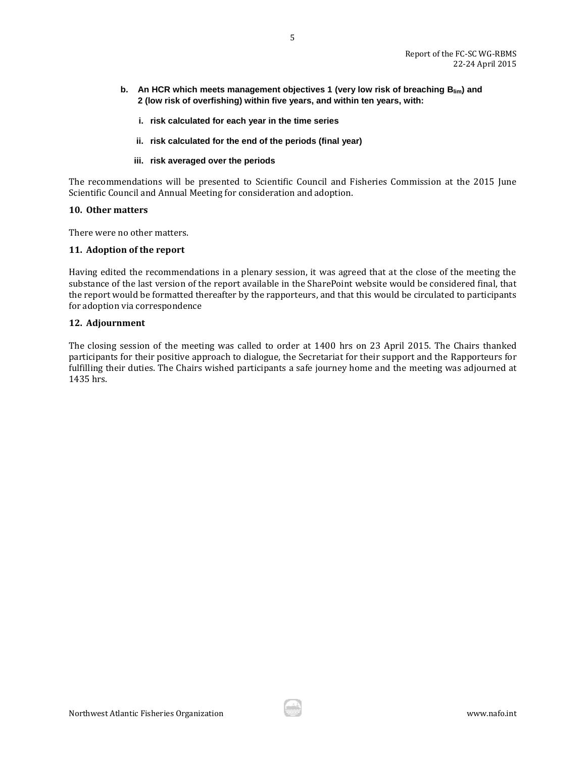**b. An HCR which meets management objectives 1 (very low risk of breaching $B_{lim}$) and 2 (low risk of overfishing) within five years, and within ten years, with:**

   **i. risk calculated for each year in the time series**

   **ii. risk calculated for the end of the periods (final year)**

   **iii. risk averaged over the periods**

The recommendations will be presented to Scientific Council and Fisheries Commission at the 2015 June Scientific Council and Annual Meeting for consideration and adoption.

### 10. Other matters

There were no other matters.

### 11. Adoption of the report

Having edited the recommendations in a plenary session, it was agreed that at the close of the meeting the substance of the last version of the report available in the SharePoint website would be considered final, that the report would be formatted thereafter by the rapporteurs, and that this would be circulated to participants for adoption via correspondence

### 12. Adjournment

The closing session of the meeting was called to order at 1400 hrs on 23 April 2015. The Chairs thanked participants for their positive approach to dialogue, the Secretariat for their support and the Rapporteurs for fulfilling their duties. The Chairs wished participants a safe journey home and the meeting was adjourned at 1435 hrs.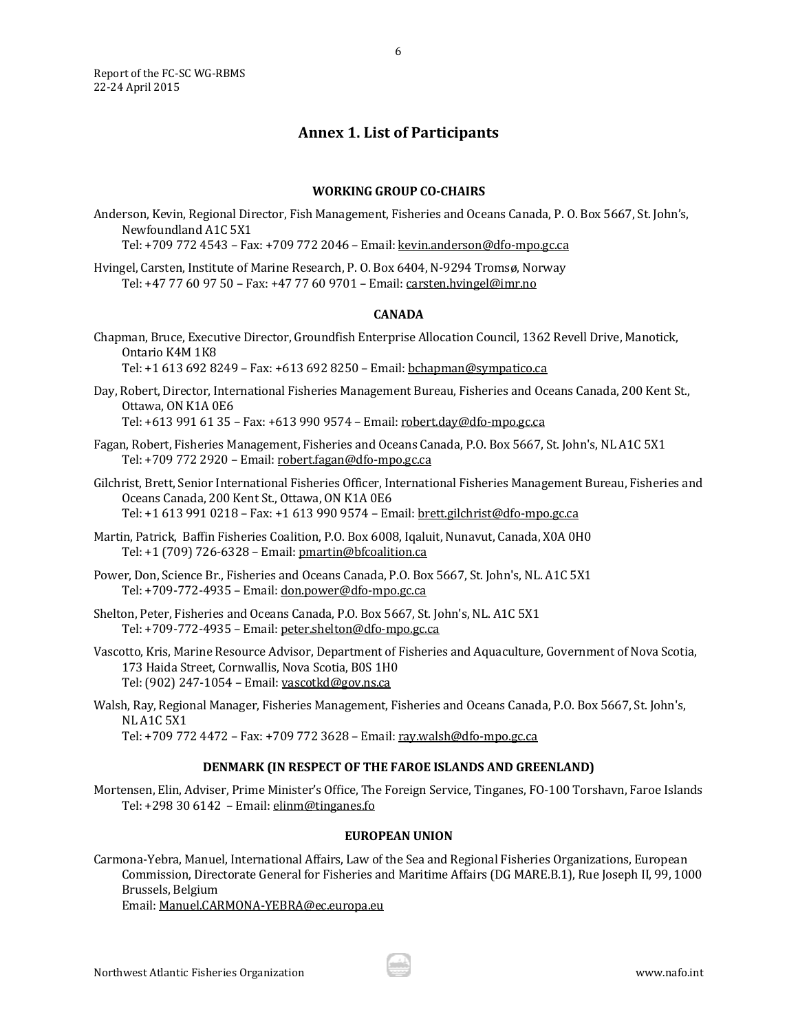## Annex 1. List of Participants

### WORKING GROUP CO-CHAIRS

Anderson, Kevin, Regional Director, Fish Management, Fisheries and Oceans Canada, P. O. Box 5667, St. John's, Newfoundland A1C 5X1
Tel: +709 772 4543 – Fax: +709 772 2046 – Email: kevin.anderson@dfo-mpo.gc.ca

Hvingel, Carsten, Institute of Marine Research, P. O. Box 6404, N-9294 Tromsø, Norway
Tel: +47 77 60 97 50 – Fax: +47 77 60 9701 – Email: carsten.hvingel@imr.no

### CANADA

Chapman, Bruce, Executive Director, Groundfish Enterprise Allocation Council, 1362 Revell Drive, Manotick, Ontario K4M 1K8
Tel: +1 613 692 8249 – Fax: +613 692 8250 – Email: bchapman@sympatico.ca

Day, Robert, Director, International Fisheries Management Bureau, Fisheries and Oceans Canada, 200 Kent St., Ottawa, ON K1A 0E6
Tel: +613 991 61 35 – Fax: +613 990 9574 – Email: robert.day@dfo-mpo.gc.ca

Fagan, Robert, Fisheries Management, Fisheries and Oceans Canada, P.O. Box 5667, St. John's, NL A1C 5X1
Tel: +709 772 2920 – Email: robert.fagan@dfo-mpo.gc.ca

Gilchrist, Brett, Senior International Fisheries Officer, International Fisheries Management Bureau, Fisheries and Oceans Canada, 200 Kent St., Ottawa, ON K1A 0E6
Tel: +1 613 991 0218 – Fax: +1 613 990 9574 – Email: brett.gilchrist@dfo-mpo.gc.ca

Martin, Patrick, Baffin Fisheries Coalition, P.O. Box 6008, Iqaluit, Nunavut, Canada, X0A 0H0
Tel: +1 (709) 726-6328 – Email: pmartin@bfcoalition.ca

Power, Don, Science Br., Fisheries and Oceans Canada, P.O. Box 5667, St. John's, NL. A1C 5X1
Tel: +709-772-4935 – Email: don.power@dfo-mpo.gc.ca

Shelton, Peter, Fisheries and Oceans Canada, P.O. Box 5667, St. John's, NL. A1C 5X1
Tel: +709-772-4935 – Email: peter.shelton@dfo-mpo.gc.ca

Vascotto, Kris, Marine Resource Advisor, Department of Fisheries and Aquaculture, Government of Nova Scotia, 173 Haida Street, Cornwallis, Nova Scotia, B0S 1H0
Tel: (902) 247-1054 – Email: vascotkd@gov.ns.ca

Walsh, Ray, Regional Manager, Fisheries Management, Fisheries and Oceans Canada, P.O. Box 5667, St. John's, NL A1C 5X1
Tel: +709 772 4472 – Fax: +709 772 3628 – Email: ray.walsh@dfo-mpo.gc.ca

### DENMARK (IN RESPECT OF THE FAROE ISLANDS AND GREENLAND)

Mortensen, Elin, Adviser, Prime Minister's Office, The Foreign Service, Tinganes, FO-100 Torshavn, Faroe Islands
Tel: +298 30 6142 – Email: elinm@tinganes.fo

### EUROPEAN UNION

Carmona-Yebra, Manuel, International Affairs, Law of the Sea and Regional Fisheries Organizations, European Commission, Directorate General for Fisheries and Maritime Affairs (DG MARE.B.1), Rue Joseph II, 99, 1000 Brussels, Belgium
Email: Manuel.CARMONA-YEBRA@ec.europa.eu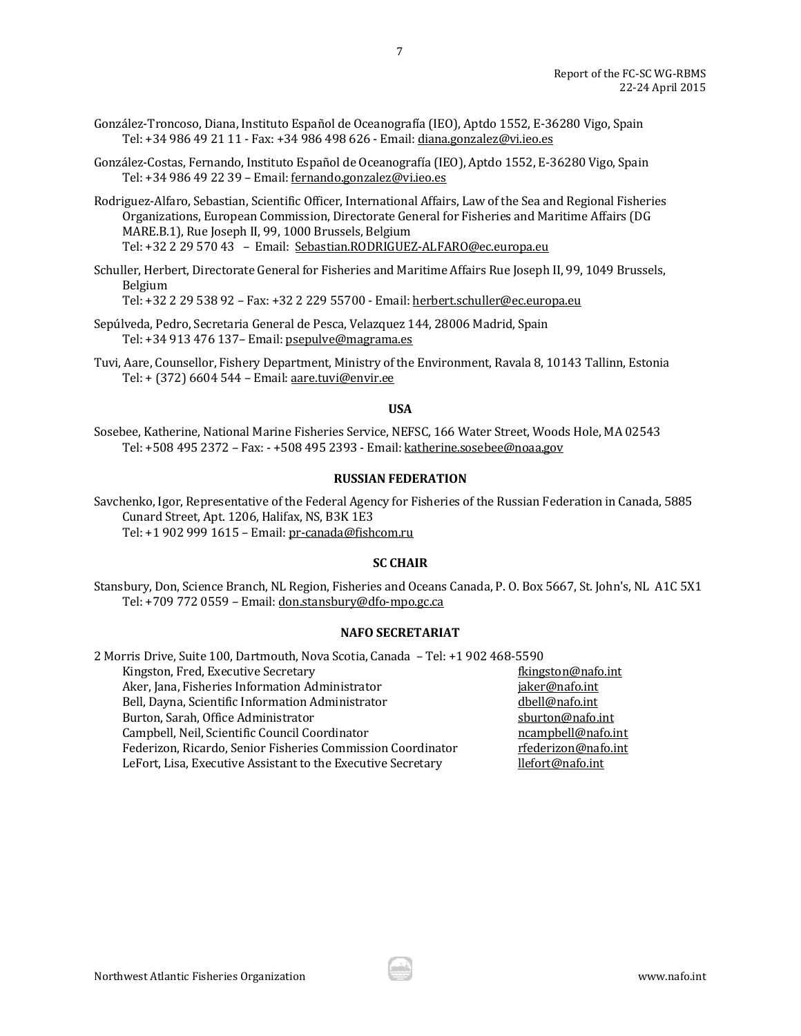González-Troncoso, Diana, Instituto Español de Oceanografía (IEO), Aptdo 1552, E-36280 Vigo, Spain
Tel: +34 986 49 21 11 - Fax: +34 986 498 626 - Email: diana.gonzalez@vi.ieo.es

González-Costas, Fernando, Instituto Español de Oceanografía (IEO), Aptdo 1552, E-36280 Vigo, Spain
Tel: +34 986 49 22 39 – Email: fernando.gonzalez@vi.ieo.es

Rodriguez-Alfaro, Sebastian, Scientific Officer, International Affairs, Law of the Sea and Regional Fisheries Organizations, European Commission, Directorate General for Fisheries and Maritime Affairs (DG MARE.B.1), Rue Joseph II, 99, 1000 Brussels, Belgium
Tel: +32 2 29 570 43 – Email: Sebastian.RODRIGUEZ-ALFARO@ec.europa.eu

Schuller, Herbert, Directorate General for Fisheries and Maritime Affairs Rue Joseph II, 99, 1049 Brussels, Belgium
Tel: +32 2 29 538 92 – Fax: +32 2 229 55700 - Email: herbert.schuller@ec.europa.eu

Sepúlveda, Pedro, Secretaria General de Pesca, Velazquez 144, 28006 Madrid, Spain
Tel: +34 913 476 137– Email: psepulve@magrama.es

Tuvi, Aare, Counsellor, Fishery Department, Ministry of the Environment, Ravala 8, 10143 Tallinn, Estonia
Tel: + (372) 6604 544 – Email: aare.tuvi@envir.ee

**USA**

Sosebee, Katherine, National Marine Fisheries Service, NEFSC, 166 Water Street, Woods Hole, MA 02543
Tel: +508 495 2372 – Fax: - +508 495 2393 - Email: katherine.sosebee@noaa.gov

**RUSSIAN FEDERATION**

Savchenko, Igor, Representative of the Federal Agency for Fisheries of the Russian Federation in Canada, 5885 Cunard Street, Apt. 1206, Halifax, NS, B3K 1E3
Tel: +1 902 999 1615 – Email: pr-canada@fishcom.ru

**SC CHAIR**

Stansbury, Don, Science Branch, NL Region, Fisheries and Oceans Canada, P. O. Box 5667, St. John's, NL A1C 5X1
Tel: +709 772 0559 – Email: don.stansbury@dfo-mpo.gc.ca

**NAFO SECRETARIAT**

2 Morris Drive, Suite 100, Dartmouth, Nova Scotia, Canada – Tel: +1 902 468-5590

| | |
|---|---|
| Kingston, Fred, Executive Secretary | fkingston@nafo.int |
| Aker, Jana, Fisheries Information Administrator | jaker@nafo.int |
| Bell, Dayna, Scientific Information Administrator | dbell@nafo.int |
| Burton, Sarah, Office Administrator | sburton@nafo.int |
| Campbell, Neil, Scientific Council Coordinator | ncampbell@nafo.int |
| Federizon, Ricardo, Senior Fisheries Commission Coordinator | rfederizon@nafo.int |
| LeFort, Lisa, Executive Assistant to the Executive Secretary | llefort@nafo.int |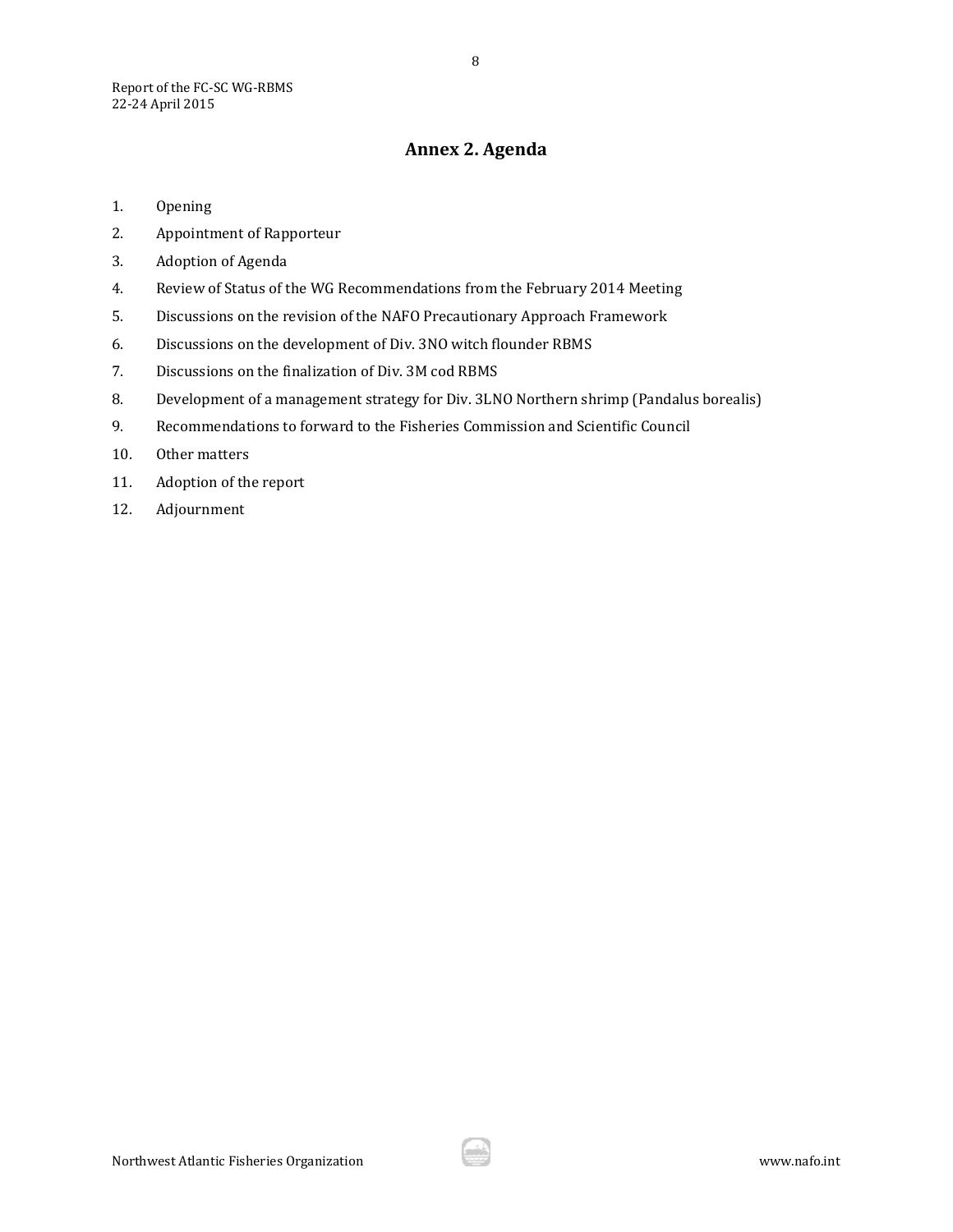## Annex 2. Agenda

1. Opening
2. Appointment of Rapporteur
3. Adoption of Agenda
4. Review of Status of the WG Recommendations from the February 2014 Meeting
5. Discussions on the revision of the NAFO Precautionary Approach Framework
6. Discussions on the development of Div. 3NO witch flounder RBMS
7. Discussions on the finalization of Div. 3M cod RBMS
8. Development of a management strategy for Div. 3LNO Northern shrimp (Pandalus borealis)
9. Recommendations to forward to the Fisheries Commission and Scientific Council
10. Other matters
11. Adoption of the report
12. Adjournment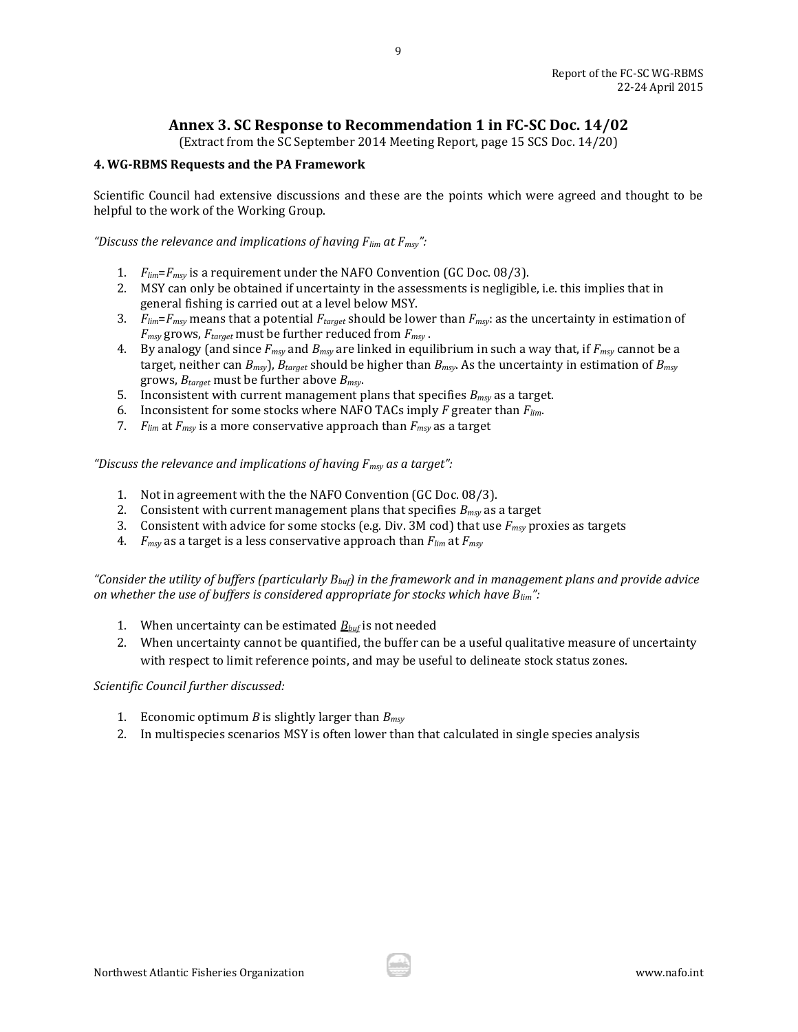## Annex 3. SC Response to Recommendation 1 in FC-SC Doc. 14/02

(Extract from the SC September 2014 Meeting Report, page 15 SCS Doc. 14/20)

### 4. WG-RBMS Requests and the PA Framework

Scientific Council had extensive discussions and these are the points which were agreed and thought to be helpful to the work of the Working Group.

*"Discuss the relevance and implications of having $F_{lim}$ at $F_{msy}$":*

1. $F_{lim}$=$F_{msy}$ is a requirement under the NAFO Convention (GC Doc. 08/3).
2. MSY can only be obtained if uncertainty in the assessments is negligible, i.e. this implies that in general fishing is carried out at a level below MSY.
3. $F_{lim}$=$F_{msy}$ means that a potential $F_{target}$ should be lower than $F_{msy}$: as the uncertainty in estimation of $F_{msy}$ grows, $F_{target}$ must be further reduced from $F_{msy}$ .
4. By analogy (and since $F_{msy}$ and $B_{msy}$ are linked in equilibrium in such a way that, if $F_{msy}$ cannot be a target, neither can $B_{msy}$), $B_{target}$ should be higher than $B_{msy}$. As the uncertainty in estimation of $B_{msy}$ grows, $B_{target}$ must be further above $B_{msy}$.
5. Inconsistent with current management plans that specifies $B_{msy}$ as a target.
6. Inconsistent for some stocks where NAFO TACs imply $F$ greater than $F_{lim}$.
7. $F_{lim}$ at $F_{msy}$ is a more conservative approach than $F_{msy}$ as a target

*"Discuss the relevance and implications of having $F_{msy}$ as a target":*

1. Not in agreement with the the NAFO Convention (GC Doc. 08/3).
2. Consistent with current management plans that specifies $B_{msy}$ as a target
3. Consistent with advice for some stocks (e.g. Div. 3M cod) that use $F_{msy}$ proxies as targets
4. $F_{msy}$ as a target is a less conservative approach than $F_{lim}$ at $F_{msy}$

*"Consider the utility of buffers (particularly $B_{buf}$) in the framework and in management plans and provide advice on whether the use of buffers is considered appropriate for stocks which have $B_{lim}$":*

1. When uncertainty can be estimated $B_{buf}$ is not needed
2. When uncertainty cannot be quantified, the buffer can be a useful qualitative measure of uncertainty with respect to limit reference points, and may be useful to delineate stock status zones.

*Scientific Council further discussed:*

1. Economic optimum $B$ is slightly larger than $B_{msy}$
2. In multispecies scenarios MSY is often lower than that calculated in single species analysis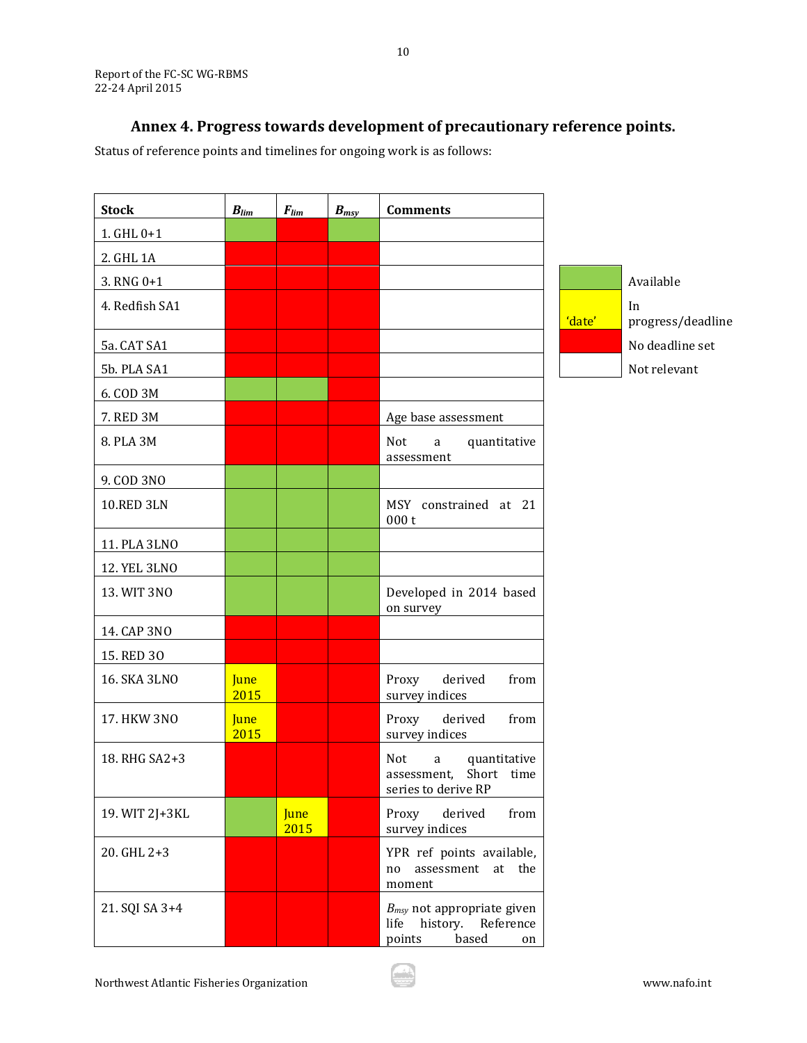## Annex 4. Progress towards development of precautionary reference points.

Status of reference points and timelines for ongoing work is as follows:

| Stock | $B_{lim}$ | $F_{lim}$ | $B_{msy}$ | Comments |
|---|---|---|---|---|
| 1. GHL 0+1 | Available | No deadline set | Available | |
| 2. GHL 1A | No deadline set | No deadline set | No deadline set | |
| 3. RNG 0+1 | No deadline set | No deadline set | No deadline set | |
| 4. Redfish SA1 | No deadline set | No deadline set | No deadline set | |
| 5a. CAT SA1 | No deadline set | No deadline set | No deadline set | |
| 5b. PLA SA1 | No deadline set | No deadline set | No deadline set | |
| 6. COD 3M | Available | Available | No deadline set | |
| 7. RED 3M | No deadline set | No deadline set | No deadline set | Age base assessment |
| 8. PLA 3M | No deadline set | No deadline set | No deadline set | Not a quantitative assessment |
| 9. COD 3NO | Available | Available | Available | |
| 10.RED 3LN | Available | Available | Available | MSY constrained at 21 000 t |
| 11. PLA 3LNO | Available | Available | Available | |
| 12. YEL 3LNO | Available | Available | Available | |
| 13. WIT 3NO | Available | Available | Available | Developed in 2014 based on survey |
| 14. CAP 3NO | No deadline set | No deadline set | No deadline set | |
| 15. RED 3O | No deadline set | No deadline set | No deadline set | |
| 16. SKA 3LNO | June 2015 | No deadline set | No deadline set | Proxy derived from survey indices |
| 17. HKW 3NO | June 2015 | No deadline set | No deadline set | Proxy derived from survey indices |
| 18. RHG SA2+3 | No deadline set | No deadline set | No deadline set | Not a quantitative assessment, Short time series to derive RP |
| 19. WIT 2J+3KL | Available | June 2015 | No deadline set | Proxy derived from survey indices |
| 20. GHL 2+3 | No deadline set | No deadline set | No deadline set | YPR ref points available, no assessment at the moment |
| 21. SQI SA 3+4 | No deadline set | No deadline set | No deadline set | $B_{msy}$ not appropriate given life history. Reference points based on |

Legend:

| Colour | Meaning |
|---|---|
| Green | Available |
| Yellow ('date') | In progress/deadline |
| Red | No deadline set |
| White | Not relevant |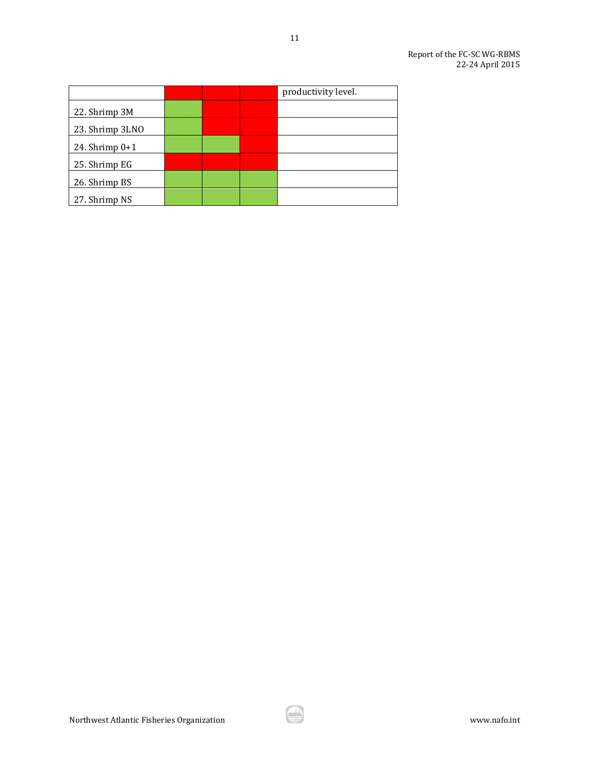| | | | | |
|---|---|---|---|---|
| | | | | productivity level. |
| 22. Shrimp 3M | | | | |
| 23. Shrimp 3LNO | | | | |
| 24. Shrimp 0+1 | | | | |
| 25. Shrimp EG | | | | |
| 26. Shrimp BS | | | | |
| 27. Shrimp NS | | | | |